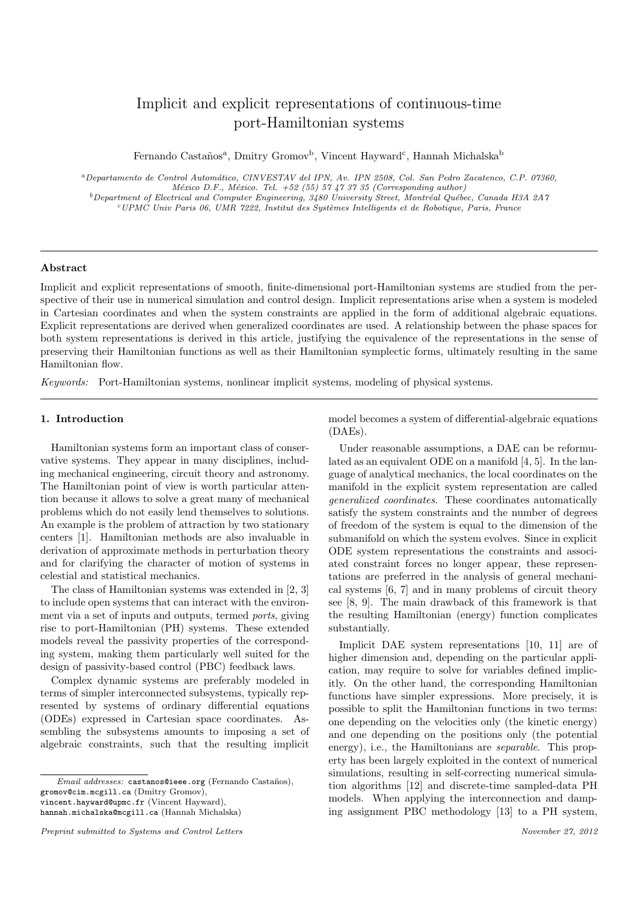# Implicit and explicit representations of continuous-time port-Hamiltonian systems

Fernando Castaños[a], Dmitry Gromov[b], Vincent Hayward[c], Hannah Michalska[b]

[a] *Departamento de Control Automático, CINVESTAV del IPN, Av. IPN 2508, Col. San Pedro Zacatenco, C.P. 07360, México D.F., México. Tel. +52 (55) 57 47 37 35 (Corresponding author)*

[b] *Department of Electrical and Computer Engineering, 3480 University Street, Montréal Québec, Canada H3A 2A7*

[c] *UPMC Univ Paris 06, UMR 7222, Institut des Systèmes Intelligents et de Robotique, Paris, France*

## Abstract

Implicit and explicit representations of smooth, finite-dimensional port-Hamiltonian systems are studied from the perspective of their use in numerical simulation and control design. Implicit representations arise when a system is modeled in Cartesian coordinates and when the system constraints are applied in the form of additional algebraic equations. Explicit representations are derived when generalized coordinates are used. A relationship between the phase spaces for both system representations is derived in this article, justifying the equivalence of the representations in the sense of preserving their Hamiltonian functions as well as their Hamiltonian symplectic forms, ultimately resulting in the same Hamiltonian flow.

*Keywords:* Port-Hamiltonian systems, nonlinear implicit systems, modeling of physical systems.

## 1. Introduction

Hamiltonian systems form an important class of conservative systems. They appear in many disciplines, including mechanical engineering, circuit theory and astronomy. The Hamiltonian point of view is worth particular attention because it allows to solve a great many of mechanical problems which do not easily lend themselves to solutions. An example is the problem of attraction by two stationary centers [1]. Hamiltonian methods are also invaluable in derivation of approximate methods in perturbation theory and for clarifying the character of motion of systems in celestial and statistical mechanics.

The class of Hamiltonian systems was extended in [2, 3] to include open systems that can interact with the environment via a set of inputs and outputs, termed *ports*, giving rise to port-Hamiltonian (PH) systems. These extended models reveal the passivity properties of the corresponding system, making them particularly well suited for the design of passivity-based control (PBC) feedback laws.

Complex dynamic systems are preferably modeled in terms of simpler interconnected subsystems, typically represented by systems of ordinary differential equations (ODEs) expressed in Cartesian space coordinates. Assembling the subsystems amounts to imposing a set of algebraic constraints, such that the resulting implicit model becomes a system of differential-algebraic equations (DAEs).

Under reasonable assumptions, a DAE can be reformulated as an equivalent ODE on a manifold [4, 5]. In the language of analytical mechanics, the local coordinates on the manifold in the explicit system representation are called *generalized coordinates*. These coordinates automatically satisfy the system constraints and the number of degrees of freedom of the system is equal to the dimension of the submanifold on which the system evolves. Since in explicit ODE system representations the constraints and associated constraint forces no longer appear, these representations are preferred in the analysis of general mechanical systems [6, 7] and in many problems of circuit theory see [8, 9]. The main drawback of this framework is that the resulting Hamiltonian (energy) function complicates substantially.

Implicit DAE system representations [10, 11] are of higher dimension and, depending on the particular application, may require to solve for variables defined implicitly. On the other hand, the corresponding Hamiltonian functions have simpler expressions. More precisely, it is possible to split the Hamiltonian functions in two terms: one depending on the velocities only (the kinetic energy) and one depending on the positions only (the potential energy), i.e., the Hamiltonians are *separable*. This property has been largely exploited in the context of numerical simulations, resulting in self-correcting numerical simulation algorithms [12] and discrete-time sampled-data PH models. When applying the interconnection and damping assignment PBC methodology [13] to a PH system,

*Email addresses:* castanos@ieee.org (Fernando Castaños), gromov@cim.mcgill.ca (Dmitry Gromov), vincent.hayward@upmc.fr (Vincent Hayward), hannah.michalska@mcgill.ca (Hannah Michalska)

*Preprint submitted to Systems and Control Letters* — *November 27, 2012*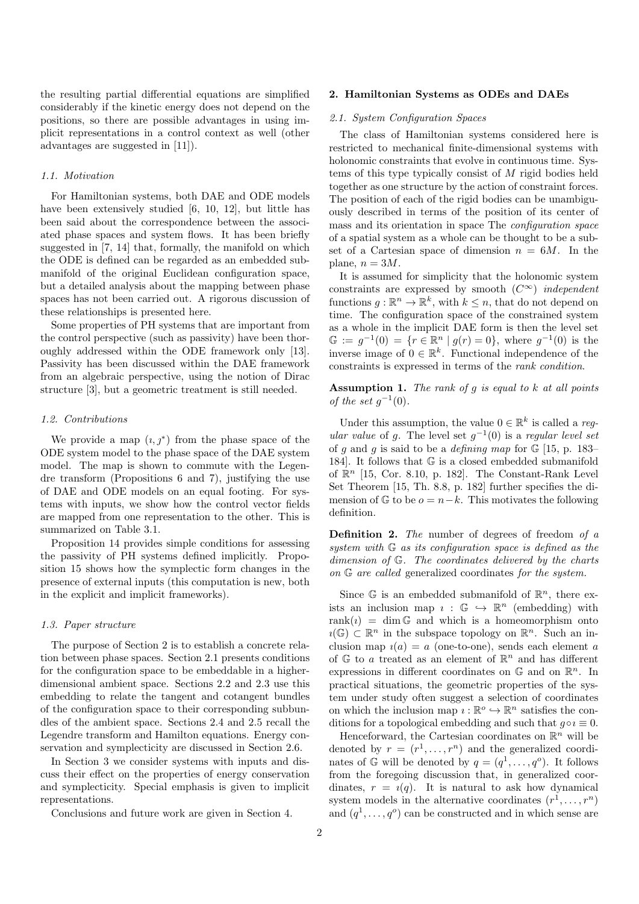the resulting partial differential equations are simplified considerably if the kinetic energy does not depend on the positions, so there are possible advantages in using implicit representations in a control context as well (other advantages are suggested in [11]).

### 1.1. Motivation

For Hamiltonian systems, both DAE and ODE models have been extensively studied [6, 10, 12], but little has been said about the correspondence between the associated phase spaces and system flows. It has been briefly suggested in [7, 14] that, formally, the manifold on which the ODE is defined can be regarded as an embedded submanifold of the original Euclidean configuration space, but a detailed analysis about the mapping between phase spaces has not been carried out. A rigorous discussion of these relationships is presented here.

Some properties of PH systems that are important from the control perspective (such as passivity) have been thoroughly addressed within the ODE framework only [13]. Passivity has been discussed within the DAE framework from an algebraic perspective, using the notion of Dirac structure [3], but a geometric treatment is still needed.

### 1.2. Contributions

We provide a map $(\imath, \jmath^*)$ from the phase space of the ODE system model to the phase space of the DAE system model. The map is shown to commute with the Legendre transform (Propositions 6 and 7), justifying the use of DAE and ODE models on an equal footing. For systems with inputs, we show how the control vector fields are mapped from one representation to the other. This is summarized on Table 3.1.

Proposition 14 provides simple conditions for assessing the passivity of PH systems defined implicitly. Proposition 15 shows how the symplectic form changes in the presence of external inputs (this computation is new, both in the explicit and implicit frameworks).

### 1.3. Paper structure

The purpose of Section 2 is to establish a concrete relation between phase spaces. Section 2.1 presents conditions for the configuration space to be embeddable in a higher-dimensional ambient space. Sections 2.2 and 2.3 use this embedding to relate the tangent and cotangent bundles of the configuration space to their corresponding subbundles of the ambient space. Sections 2.4 and 2.5 recall the Legendre transform and Hamilton equations. Energy conservation and symplecticity are discussed in Section 2.6.

In Section 3 we consider systems with inputs and discuss their effect on the properties of energy conservation and symplecticity. Special emphasis is given to implicit representations.

Conclusions and future work are given in Section 4.

## 2. Hamiltonian Systems as ODEs and DAEs

### 2.1. System Configuration Spaces

The class of Hamiltonian systems considered here is restricted to mechanical finite-dimensional systems with holonomic constraints that evolve in continuous time. Systems of this type typically consist of $M$ rigid bodies held together as one structure by the action of constraint forces. The position of each of the rigid bodies can be unambiguously described in terms of the position of its center of mass and its orientation in space The *configuration space* of a spatial system as a whole can be thought to be a subset of a Cartesian space of dimension $n = 6M$. In the plane, $n = 3M$.

It is assumed for simplicity that the holonomic system constraints are expressed by smooth ($C^\infty$) *independent* functions $g : \mathbb{R}^n \to \mathbb{R}^k$, with $k \leq n$, that do not depend on time. The configuration space of the constrained system as a whole in the implicit DAE form is then the level set $\mathbb{G} := g^{-1}(0) = \{r \in \mathbb{R}^n \mid g(r) = 0\}$, where $g^{-1}(0)$ is the inverse image of $0 \in \mathbb{R}^k$. Functional independence of the constraints is expressed in terms of the *rank condition*.

**Assumption 1.** *The rank of $g$ is equal to $k$ at all points of the set $g^{-1}(0)$.*

Under this assumption, the value $0 \in \mathbb{R}^k$ is called a *regular value* of $g$. The level set $g^{-1}(0)$ is a *regular level set* of $g$ and $g$ is said to be a *defining map* for $\mathbb{G}$ [15, p. 183–184]. It follows that $\mathbb{G}$ is a closed embedded submanifold of $\mathbb{R}^n$ [15, Cor. 8.10, p. 182]. The Constant-Rank Level Set Theorem [15, Th. 8.8, p. 182] further specifies the dimension of $\mathbb{G}$ to be $o = n - k$. This motivates the following definition.

**Definition 2.** *The* number of degrees of freedom *of a system with $\mathbb{G}$ as its configuration space is defined as the dimension of $\mathbb{G}$. The coordinates delivered by the charts on $\mathbb{G}$ are called* generalized coordinates *for the system.*

Since $\mathbb{G}$ is an embedded submanifold of $\mathbb{R}^n$, there exists an inclusion map $\imath : \mathbb{G} \hookrightarrow \mathbb{R}^n$ (embedding) with $\operatorname{rank}(\imath) = \dim \mathbb{G}$ and which is a homeomorphism onto $\imath(\mathbb{G}) \subset \mathbb{R}^n$ in the subspace topology on $\mathbb{R}^n$. Such an inclusion map $\imath(a) = a$ (one-to-one), sends each element $a$ of $\mathbb{G}$ to $a$ treated as an element of $\mathbb{R}^n$ and has different expressions in different coordinates on $\mathbb{G}$ and on $\mathbb{R}^n$. In practical situations, the geometric properties of the system under study often suggest a selection of coordinates on which the inclusion map $\imath : \mathbb{R}^o \hookrightarrow \mathbb{R}^n$ satisfies the conditions for a topological embedding and such that $g \circ \imath \equiv 0$.

Henceforward, the Cartesian coordinates on $\mathbb{R}^n$ will be denoted by $r = (r^1, \ldots, r^n)$ and the generalized coordinates of $\mathbb{G}$ will be denoted by $q = (q^1, \ldots, q^o)$. It follows from the foregoing discussion that, in generalized coordinates, $r = \imath(q)$. It is natural to ask how dynamical system models in the alternative coordinates $(r^1, \ldots, r^n)$ and $(q^1, \ldots, q^o)$ can be constructed and in which sense are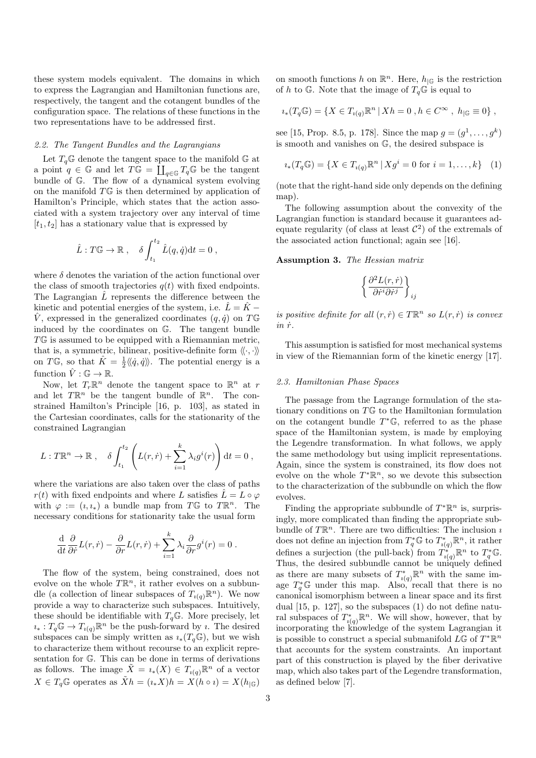these system models equivalent. The domains in which to express the Lagrangian and Hamiltonian functions are, respectively, the tangent and the cotangent bundles of the configuration space. The relations of these functions in the two representations have to be addressed first.

### 2.2. The Tangent Bundles and the Lagrangians

Let $T_q\mathbb{G}$ denote the tangent space to the manifold $\mathbb{G}$ at a point $q \in \mathbb{G}$ and let $T\mathbb{G} = \coprod_{q\in\mathbb{G}} T_q\mathbb{G}$ be the tangent bundle of $\mathbb{G}$. The flow of a dynamical system evolving on the manifold $T\mathbb{G}$ is then determined by application of Hamilton's Principle, which states that the action associated with a system trajectory over any interval of time $[t_1, t_2]$ has a stationary value that is expressed by

$$\hat{L} : T\mathbb{G} \to \mathbb{R}\,, \quad \delta \int_{t_1}^{t_2} \hat{L}(q, \dot{q})\mathrm{d}t = 0\,,$$

where $\delta$ denotes the variation of the action functional over the class of smooth trajectories $q(t)$ with fixed endpoints. The Lagrangian $\hat{L}$ represents the difference between the kinetic and potential energies of the system, i.e. $\hat{L} = \hat{K} - \hat{V}$, expressed in the generalized coordinates $(q, \dot{q})$ on $T\mathbb{G}$ induced by the coordinates on $\mathbb{G}$. The tangent bundle $T\mathbb{G}$ is assumed to be equipped with a Riemannian metric, that is, a symmetric, bilinear, positive-definite form $\langle\!\langle\cdot,\cdot\rangle\!\rangle$ on $T\mathbb{G}$, so that $\hat{K} = \frac{1}{2}\langle\!\langle\dot{q}, \dot{q}\rangle\!\rangle$. The potential energy is a function $\hat{V} : \mathbb{G} \to \mathbb{R}$.

Now, let $T_r\mathbb{R}^n$ denote the tangent space to $\mathbb{R}^n$ at $r$ and let $T\mathbb{R}^n$ be the tangent bundle of $\mathbb{R}^n$. The constrained Hamilton's Principle [16, p. 103], as stated in the Cartesian coordinates, calls for the stationarity of the constrained Lagrangian

$$L : T\mathbb{R}^n \to \mathbb{R}\,, \quad \delta \int_{t_1}^{t_2} \left( L(r, \dot{r}) + \sum_{i=1}^{k} \lambda_i g^i(r) \right) \mathrm{d}t = 0\,,$$

where the variations are also taken over the class of paths $r(t)$ with fixed endpoints and where $L$ satisfies $\hat{L} = L \circ \varphi$ with $\varphi := (\imath, \imath_*)$ a bundle map from $T\mathbb{G}$ to $T\mathbb{R}^n$. The necessary conditions for stationarity take the usual form

$$\frac{\mathrm{d}}{\mathrm{d}t}\frac{\partial}{\partial \dot{r}} L(r, \dot{r}) - \frac{\partial}{\partial r} L(r, \dot{r}) + \sum_{i=1}^{k} \lambda_i \frac{\partial}{\partial r} g^i(r) = 0\,.$$

The flow of the system, being constrained, does not evolve on the whole $T\mathbb{R}^n$, it rather evolves on a subbundle (a collection of linear subspaces of $T_{\imath(q)}\mathbb{R}^n$). We now provide a way to characterize such subspaces. Intuitively, these should be identifiable with $T_q\mathbb{G}$. More precisely, let $\imath_* : T_q\mathbb{G} \to T_{\imath(q)}\mathbb{R}^n$ be the push-forward by $\imath$. The desired subspaces can be simply written as $\imath_*(T_q\mathbb{G})$, but we wish to characterize them without recourse to an explicit representation for $\mathbb{G}$. This can be done in terms of derivations as follows. The image $\tilde{X} = \imath_*(X) \in T_{\imath(q)}\mathbb{R}^n$ of a vector $X \in T_q\mathbb{G}$ operates as $\tilde{X}h = (\imath_* X)h = X(h \circ \imath) = X(h_{|\mathbb{G}})$ on smooth functions $h$ on $\mathbb{R}^n$. Here, $h_{|\mathbb{G}}$ is the restriction of $h$ to $\mathbb{G}$. Note that the image of $T_q\mathbb{G}$ is equal to

$$\imath_*(T_q\mathbb{G}) = \{X \in T_{\imath(q)}\mathbb{R}^n \,|\, Xh = 0\,, h \in C^\infty\,,\ h_{|\mathbb{G}} \equiv 0\}\,,$$

see [15, Prop. 8.5, p. 178]. Since the map $g = (g^1, \ldots, g^k)$ is smooth and vanishes on $\mathbb{G}$, the desired subspace is

$$\imath_*(T_q\mathbb{G}) = \{X \in T_{\imath(q)}\mathbb{R}^n \,|\, Xg^i = 0 \text{ for } i = 1, \ldots, k\} \quad (1)$$

(note that the right-hand side only depends on the defining map).

The following assumption about the convexity of the Lagrangian function is standard because it guarantees adequate regularity (of class at least $\mathcal{C}^2$) of the extremals of the associated action functional; again see [16].

**Assumption 3.** *The Hessian matrix*

$$\left\{ \frac{\partial^2 L(r, \dot{r})}{\partial \dot{r}^i \partial \dot{r}^j} \right\}_{ij}$$

*is positive definite for all $(r, \dot{r}) \in T\mathbb{R}^n$ so $L(r, \dot{r})$ is convex in $\dot{r}$.*

This assumption is satisfied for most mechanical systems in view of the Riemannian form of the kinetic energy [17].

### 2.3. Hamiltonian Phase Spaces

The passage from the Lagrange formulation of the stationary conditions on $T\mathbb{G}$ to the Hamiltonian formulation on the cotangent bundle $T^*\mathbb{G}$, referred to as the phase space of the Hamiltonian system, is made by employing the Legendre transformation. In what follows, we apply the same methodology but using implicit representations. Again, since the system is constrained, its flow does not evolve on the whole $T^*\mathbb{R}^n$, so we devote this subsection to the characterization of the subbundle on which the flow evolves.

Finding the appropriate subbundle of $T^*\mathbb{R}^n$ is, surprisingly, more complicated than finding the appropriate subbundle of $T\mathbb{R}^n$. There are two difficulties: The inclusion $\imath$ does not define an injection from $T^*_q\mathbb{G}$ to $T^*_{\imath(q)}\mathbb{R}^n$, it rather defines a surjection (the pull-back) from $T^*_{\imath(q)}\mathbb{R}^n$ to $T^*_q\mathbb{G}$. Thus, the desired subbundle cannot be uniquely defined as there are many subsets of $T^*_{\imath(q)}\mathbb{R}^n$ with the same image $T^*_q\mathbb{G}$ under this map. Also, recall that there is no canonical isomorphism between a linear space and its first dual [15, p. 127], so the subspaces (1) do not define natural subspaces of $T^*_{\imath(q)}\mathbb{R}^n$. We will show, however, that by incorporating the knowledge of the system Lagrangian it is possible to construct a special submanifold $L\mathbb{G}$ of $T^*\mathbb{R}^n$ that accounts for the system constraints. An important part of this construction is played by the fiber derivative map, which also takes part of the Legendre transformation, as defined below [7].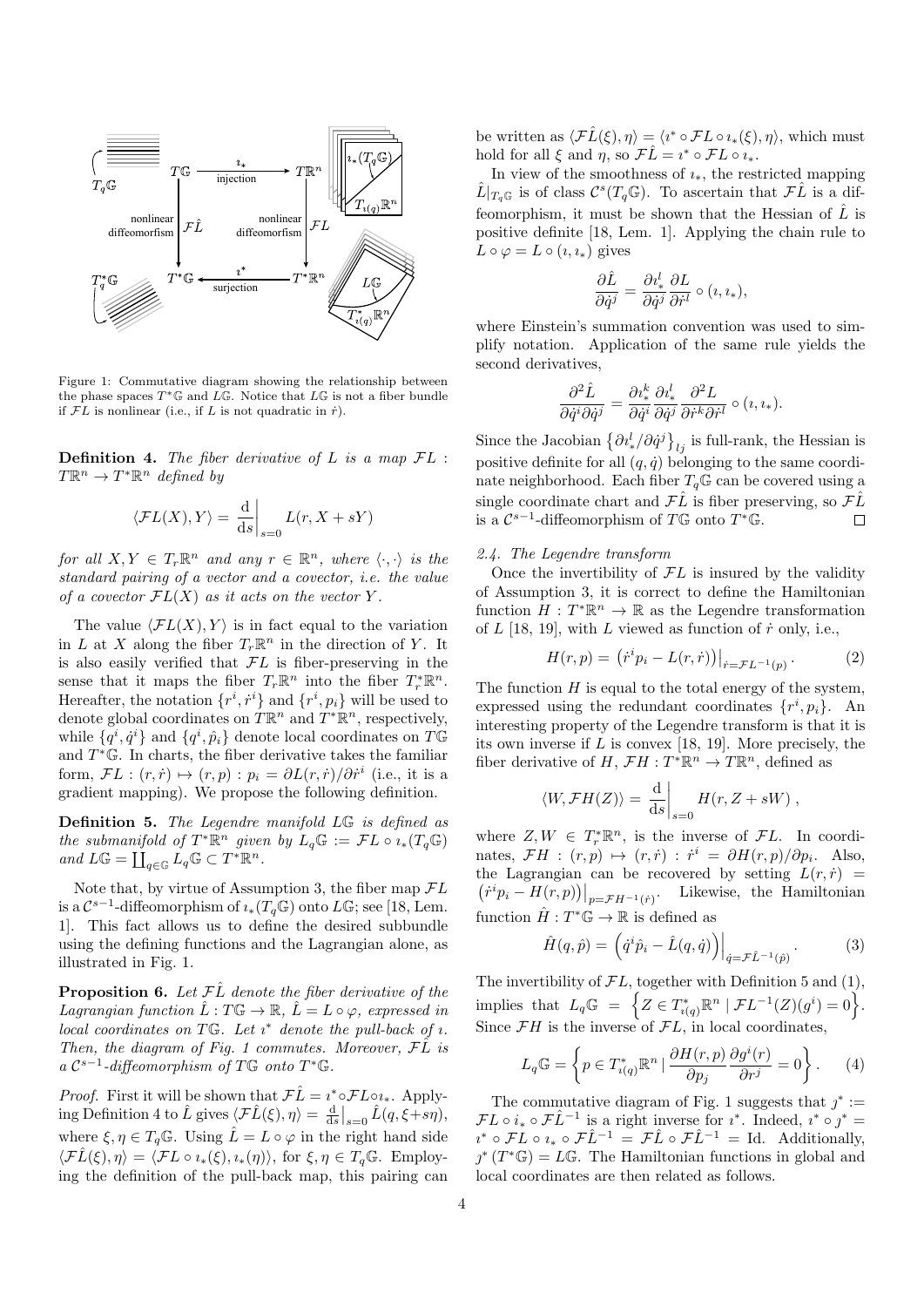Figure 1: Commutative diagram showing the relationship between the phase spaces $T^*\mathbb{G}$ and $L\mathbb{G}$. Notice that $L\mathbb{G}$ is not a fiber bundle if $\mathcal{F}L$ is nonlinear (i.e., if $L$ is not quadratic in $\dot{r}$).

**Definition 4.** *The fiber derivative of $L$ is a map $\mathcal{F}L : T\mathbb{R}^n \to T^*\mathbb{R}^n$ defined by*

$$\langle \mathcal{F}L(X), Y\rangle = \left.\frac{\mathrm{d}}{\mathrm{d}s}\right|_{s=0} L(r, X + sY)$$

*for all $X, Y \in T_r\mathbb{R}^n$ and any $r \in \mathbb{R}^n$, where $\langle\cdot,\cdot\rangle$ is the standard pairing of a vector and a covector, i.e. the value of a covector $\mathcal{F}L(X)$ as it acts on the vector $Y$.*

The value $\langle \mathcal{F}L(X), Y\rangle$ is in fact equal to the variation in $L$ at $X$ along the fiber $T_r\mathbb{R}^n$ in the direction of $Y$. It is also easily verified that $\mathcal{F}L$ is fiber-preserving in the sense that it maps the fiber $T_r\mathbb{R}^n$ into the fiber $T^*_r\mathbb{R}^n$. Hereafter, the notation $\{r^i, \dot{r}^i\}$ and $\{r^i, p_i\}$ will be used to denote global coordinates on $T\mathbb{R}^n$ and $T^*\mathbb{R}^n$, respectively, while $\{q^i, \dot{q}^i\}$ and $\{q^i, \hat{p}_i\}$ denote local coordinates on $T\mathbb{G}$ and $T^*\mathbb{G}$. In charts, the fiber derivative takes the familiar form, $\mathcal{F}L : (r, \dot{r}) \mapsto (r, p) : p_i = \partial L(r, \dot{r})/\partial \dot{r}^i$ (i.e., it is a gradient mapping). We propose the following definition.

**Definition 5.** *The Legendre manifold $L\mathbb{G}$ is defined as the submanifold of $T^*\mathbb{R}^n$ given by $L_q\mathbb{G} := \mathcal{F}L \circ \imath_*(T_q\mathbb{G})$ and $L\mathbb{G} = \coprod_{q\in\mathbb{G}} L_q\mathbb{G} \subset T^*\mathbb{R}^n$.*

Note that, by virtue of Assumption 3, the fiber map $\mathcal{F}L$ is a $\mathcal{C}^{s-1}$-diffeomorphism of $\imath_*(T_q\mathbb{G})$ onto $L\mathbb{G}$; see [18, Lem. 1]. This fact allows us to define the desired subbundle using the defining functions and the Lagrangian alone, as illustrated in Fig. 1.

**Proposition 6.** *Let $\mathcal{F}\hat{L}$ denote the fiber derivative of the Lagrangian function $\hat{L} : T\mathbb{G} \to \mathbb{R}$, $\hat{L} = L \circ \varphi$, expressed in local coordinates on $T\mathbb{G}$. Let $\imath^*$ denote the pull-back of $\imath$. Then, the diagram of Fig. 1 commutes. Moreover, $\mathcal{F}\hat{L}$ is a $\mathcal{C}^{s-1}$-diffeomorphism of $T\mathbb{G}$ onto $T^*\mathbb{G}$.*

*Proof.* First it will be shown that $\mathcal{F}\hat{L} = \imath^* \circ \mathcal{F}L \circ \imath_*$. Applying Definition 4 to $\hat{L}$ gives $\langle \mathcal{F}\hat{L}(\xi), \eta\rangle = \frac{\mathrm{d}}{\mathrm{d}s}\big|_{s=0} \hat{L}(q, \xi + s\eta)$, where $\xi, \eta \in T_q\mathbb{G}$. Using $\hat{L} = L \circ \varphi$ in the right hand side $\langle \mathcal{F}\hat{L}(\xi), \eta\rangle = \langle \mathcal{F}L \circ \imath_*(\xi), \imath_*(\eta)\rangle$, for $\xi, \eta \in T_q\mathbb{G}$. Employing the definition of the pull-back map, this pairing can be written as $\langle \mathcal{F}\hat{L}(\xi), \eta\rangle = \langle \imath^* \circ \mathcal{F}L \circ \imath_*(\xi), \eta\rangle$, which must hold for all $\xi$ and $\eta$, so $\mathcal{F}\hat{L} = \imath^* \circ \mathcal{F}L \circ \imath_*$.

In view of the smoothness of $\imath_*$, the restricted mapping $\hat{L}|_{T_q\mathbb{G}}$ is of class $\mathcal{C}^s(T_q\mathbb{G})$. To ascertain that $\mathcal{F}\hat{L}$ is a diffeomorphism, it must be shown that the Hessian of $\hat{L}$ is positive definite [18, Lem. 1]. Applying the chain rule to $L \circ \varphi = L \circ (\imath, \imath_*)$ gives

$$\frac{\partial \hat{L}}{\partial \dot{q}^j} = \frac{\partial \imath_*^l}{\partial \dot{q}^j} \frac{\partial L}{\partial \dot{r}^l} \circ (\imath, \imath_*),$$

where Einstein's summation convention was used to simplify notation. Application of the same rule yields the second derivatives,

$$\frac{\partial^2 \hat{L}}{\partial \dot{q}^i \partial \dot{q}^j} = \frac{\partial \imath_*^k}{\partial \dot{q}^i} \frac{\partial \imath_*^l}{\partial \dot{q}^j} \frac{\partial^2 L}{\partial \dot{r}^k \partial \dot{r}^l} \circ (\imath, \imath_*).$$

Since the Jacobian $\left\{\partial \imath_*^l / \partial \dot{q}^j\right\}_{lj}$ is full-rank, the Hessian is positive definite for all $(q, \dot{q})$ belonging to the same coordinate neighborhood. Each fiber $T_q\mathbb{G}$ can be covered using a single coordinate chart and $\mathcal{F}\hat{L}$ is fiber preserving, so $\mathcal{F}\hat{L}$ is a $\mathcal{C}^{s-1}$-diffeomorphism of $T\mathbb{G}$ onto $T^*\mathbb{G}$. □

*2.4. The Legendre transform*

Once the invertibility of $\mathcal{F}L$ is insured by the validity of Assumption 3, it is correct to define the Hamiltonian function $H : T^*\mathbb{R}^n \to \mathbb{R}$ as the Legendre transformation of $L$ [18, 19], with $L$ viewed as function of $\dot{r}$ only, i.e.,

$$H(r, p) = \left(\dot{r}^i p_i - L(r, \dot{r})\right)\big|_{\dot{r} = \mathcal{F}L^{-1}(p)}. \tag{2}$$

The function $H$ is equal to the total energy of the system, expressed using the redundant coordinates $\{r^i, p_i\}$. An interesting property of the Legendre transform is that it is its own inverse if $L$ is convex [18, 19]. More precisely, the fiber derivative of $H$, $\mathcal{F}H : T^*\mathbb{R}^n \to T\mathbb{R}^n$, defined as

$$\langle W, \mathcal{F}H(Z)\rangle = \left.\frac{\mathrm{d}}{\mathrm{d}s}\right|_{s=0} H(r, Z + sW),$$

where $Z, W \in T^*_r\mathbb{R}^n$, is the inverse of $\mathcal{F}L$. In coordinates, $\mathcal{F}H : (r, p) \mapsto (r, \dot{r}) : \dot{r}^i = \partial H(r, p)/\partial p_i$. Also, the Lagrangian can be recovered by setting $L(r, \dot{r}) = \left(\dot{r}^i p_i - H(r, p)\right)\big|_{p = \mathcal{F}H^{-1}(\dot{r})}$. Likewise, the Hamiltonian function $\hat{H} : T^*\mathbb{G} \to \mathbb{R}$ is defined as

$$\hat{H}(q, \hat{p}) = \left(\dot{q}^i \hat{p}_i - \hat{L}(q, \dot{q})\right)\Big|_{\dot{q} = \mathcal{F}\hat{L}^{-1}(\hat{p})}. \tag{3}$$

The invertibility of $\mathcal{F}L$, together with Definition 5 and (1), implies that $L_q\mathbb{G} = \left\{Z \in T^*_{\imath(q)}\mathbb{R}^n \mid \mathcal{F}L^{-1}(Z)(g^i) = 0\right\}$. Since $\mathcal{F}H$ is the inverse of $\mathcal{F}L$, in local coordinates,

$$L_q\mathbb{G} = \left\{p \in T^*_{\imath(q)}\mathbb{R}^n \mid \frac{\partial H(r, p)}{\partial p_j}\frac{\partial g^i(r)}{\partial r^j} = 0\right\}. \tag{4}$$

The commutative diagram of Fig. 1 suggests that $\jmath^* := \mathcal{F}L \circ \imath_* \circ \mathcal{F}\hat{L}^{-1}$ is a right inverse for $\imath^*$. Indeed, $\imath^* \circ \jmath^* = \imath^* \circ \mathcal{F}L \circ \imath_* \circ \mathcal{F}\hat{L}^{-1} = \mathcal{F}\hat{L} \circ \mathcal{F}\hat{L}^{-1} = \mathrm{Id}$. Additionally, $\jmath^*(T^*\mathbb{G}) = L\mathbb{G}$. The Hamiltonian functions in global and local coordinates are then related as follows.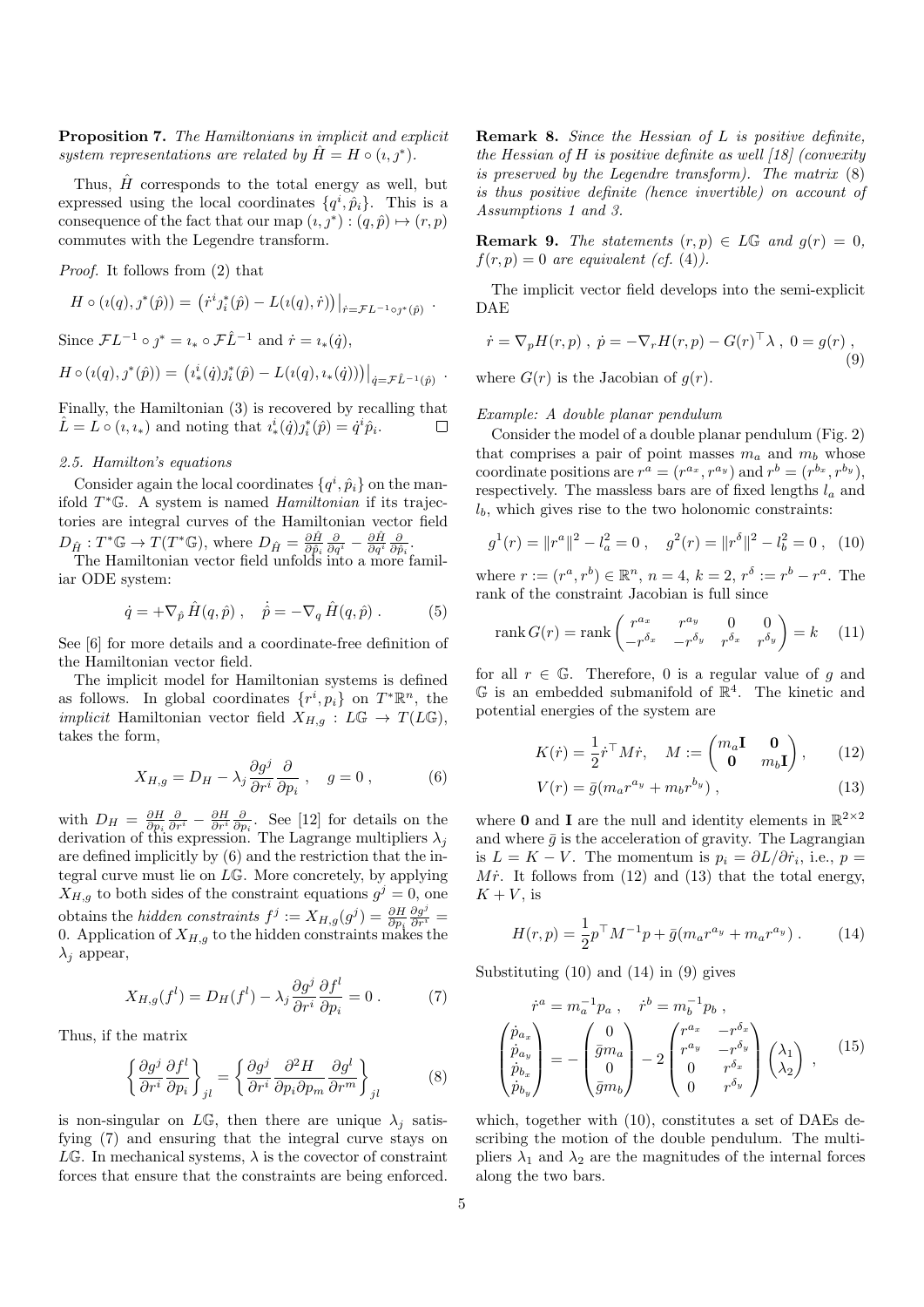**Proposition 7.** *The Hamiltonians in implicit and explicit system representations are related by $\hat{H} = H \circ (\imath, \jmath^*)$.*

Thus, $\hat{H}$ corresponds to the total energy as well, but expressed using the local coordinates $\{q^i, \hat{p}_i\}$. This is a consequence of the fact that our map $(\imath, \jmath^*) : (q, \hat{p}) \mapsto (r, p)$ commutes with the Legendre transform.

*Proof.* It follows from (2) that

$$H \circ (\imath(q), \jmath^*(\hat{p})) = \left(\dot{r}^i \jmath_i^*(\hat{p}) - L(\imath(q), \dot{r})\right)\big|_{\dot{r} = \mathcal{F}L^{-1} \circ \jmath^*(\hat{p})} \ .$$

Since $\mathcal{F}L^{-1} \circ \jmath^* = \imath_* \circ \mathcal{F}\hat{L}^{-1}$ and $\dot{r} = \imath_*(\dot{q})$,

$$H \circ (\imath(q), \jmath^*(\hat{p})) = \left(\imath_*^i(\dot{q}) \jmath_i^*(\hat{p}) - L(\imath(q), \imath_*(\dot{q}))\right)\big|_{\dot{q} = \mathcal{F}\hat{L}^{-1}(\hat{p})} \ .$$

Finally, the Hamiltonian (3) is recovered by recalling that $\hat{L} = L \circ (\imath, \imath_*)$ and noting that $\imath_*^i(\dot{q}) \jmath_i^*(\hat{p}) = \dot{q}^i \hat{p}_i$. □

### 2.5. Hamilton's equations

Consider again the local coordinates $\{q^i, \hat{p}_i\}$ on the manifold $T^*\mathbb{G}$. A system is named *Hamiltonian* if its trajectories are integral curves of the Hamiltonian vector field $D_{\hat{H}} : T^*\mathbb{G} \to T(T^*\mathbb{G})$, where $D_{\hat{H}} = \frac{\partial \hat{H}}{\partial \hat{p}_i} \frac{\partial}{\partial q^i} - \frac{\partial \hat{H}}{\partial q^i} \frac{\partial}{\partial \hat{p}_i}$.

The Hamiltonian vector field unfolds into a more familiar ODE system:

$$\dot{q} = +\nabla_{\hat{p}} \hat{H}(q, \hat{p}) \ , \quad \dot{\hat{p}} = -\nabla_q \hat{H}(q, \hat{p}) \ . \tag{5}$$

See [6] for more details and a coordinate-free definition of the Hamiltonian vector field.

The implicit model for Hamiltonian systems is defined as follows. In global coordinates $\{r^i, p_i\}$ on $T^*\mathbb{R}^n$, the *implicit* Hamiltonian vector field $X_{H,g} : L\mathbb{G} \to T(L\mathbb{G})$, takes the form,

$$X_{H,g} = D_H - \lambda_j \frac{\partial g^j}{\partial r^i} \frac{\partial}{\partial p_i} \ , \quad g = 0 \ , \tag{6}$$

with $D_H = \frac{\partial H}{\partial p_i} \frac{\partial}{\partial r^i} - \frac{\partial H}{\partial r^i} \frac{\partial}{\partial p_i}$. See [12] for details on the derivation of this expression. The Lagrange multipliers $\lambda_j$ are defined implicitly by (6) and the restriction that the integral curve must lie on $L\mathbb{G}$. More concretely, by applying $X_{H,g}$ to both sides of the constraint equations $g^j = 0$, one obtains the *hidden constraints* $f^j := X_{H,g}(g^j) = \frac{\partial H}{\partial p_i} \frac{\partial g^j}{\partial r^i} = 0$. Application of $X_{H,g}$ to the hidden constraints makes the $\lambda_j$ appear,

$$X_{H,g}(f^l) = D_H(f^l) - \lambda_j \frac{\partial g^j}{\partial r^i} \frac{\partial f^l}{\partial p_i} = 0 \ . \tag{7}$$

Thus, if the matrix

$$\left\{ \frac{\partial g^j}{\partial r^i} \frac{\partial f^l}{\partial p_i} \right\}_{jl} = \left\{ \frac{\partial g^j}{\partial r^i} \frac{\partial^2 H}{\partial p_i \partial p_m} \frac{\partial g^l}{\partial r^m} \right\}_{jl} \tag{8}$$

is non-singular on $L\mathbb{G}$, then there are unique $\lambda_j$ satisfying (7) and ensuring that the integral curve stays on $L\mathbb{G}$. In mechanical systems, $\lambda$ is the covector of constraint forces that ensure that the constraints are being enforced.

**Remark 8.** *Since the Hessian of $L$ is positive definite, the Hessian of $H$ is positive definite as well [18] (convexity is preserved by the Legendre transform). The matrix (8) is thus positive definite (hence invertible) on account of Assumptions 1 and 3.*

**Remark 9.** *The statements $(r, p) \in L\mathbb{G}$ and $g(r) = 0$, $f(r, p) = 0$ are equivalent (cf. (4)).*

The implicit vector field develops into the semi-explicit DAE

$$\dot{r} = \nabla_p H(r, p) \ , \ \dot{p} = -\nabla_r H(r, p) - G(r)^\top \lambda \ , \ 0 = g(r) \ , \tag{9}$$

where $G(r)$ is the Jacobian of $g(r)$.

*Example: A double planar pendulum*

Consider the model of a double planar pendulum (Fig. 2) that comprises a pair of point masses $m_a$ and $m_b$ whose coordinate positions are $r^a = (r^{a_x}, r^{a_y})$ and $r^b = (r^{b_x}, r^{b_y})$, respectively. The massless bars are of fixed lengths $l_a$ and $l_b$, which gives rise to the two holonomic constraints:

$$g^1(r) = \|r^a\|^2 - l_a^2 = 0 \ , \quad g^2(r) = \|r^\delta\|^2 - l_b^2 = 0 \ , \tag{10}$$

where $r := (r^a, r^b) \in \mathbb{R}^n$, $n = 4$, $k = 2$, $r^\delta := r^b - r^a$. The rank of the constraint Jacobian is full since

$$\operatorname{rank} G(r) = \operatorname{rank} \begin{pmatrix} r^{a_x} & r^{a_y} & 0 & 0 \\ -r^{\delta_x} & -r^{\delta_y} & r^{\delta_x} & r^{\delta_y} \end{pmatrix} = k \tag{11}$$

for all $r \in \mathbb{G}$. Therefore, 0 is a regular value of $g$ and $\mathbb{G}$ is an embedded submanifold of $\mathbb{R}^4$. The kinetic and potential energies of the system are

$$K(\dot{r}) = \frac{1}{2} \dot{r}^\top M \dot{r}, \quad M := \begin{pmatrix} m_a \mathbf{I} & \mathbf{0} \\ \mathbf{0} & m_b \mathbf{I} \end{pmatrix}, \tag{12}$$

$$V(r) = \bar{g}(m_a r^{a_y} + m_b r^{b_y}) \ , \tag{13}$$

where $\mathbf{0}$ and $\mathbf{I}$ are the null and identity elements in $\mathbb{R}^{2\times 2}$ and where $\bar{g}$ is the acceleration of gravity. The Lagrangian is $L = K - V$. The momentum is $p_i = \partial L / \partial \dot{r}_i$, i.e., $p = M\dot{r}$. It follows from (12) and (13) that the total energy, $K + V$, is

$$H(r, p) = \frac{1}{2} p^\top M^{-1} p + \bar{g}(m_a r^{a_y} + m_a r^{a_y}) \ . \tag{14}$$

Substituting (10) and (14) in (9) gives

$$\dot{r}^a = m_a^{-1} p_a \ , \quad \dot{r}^b = m_b^{-1} p_b \ ,$$
$$\begin{pmatrix} \dot{p}_{a_x} \\ \dot{p}_{a_y} \\ \dot{p}_{b_x} \\ \dot{p}_{b_y} \end{pmatrix} = -\begin{pmatrix} 0 \\ \bar{g} m_a \\ 0 \\ \bar{g} m_b \end{pmatrix} - 2 \begin{pmatrix} r^{a_x} & -r^{\delta_x} \\ r^{a_y} & -r^{\delta_y} \\ 0 & r^{\delta_x} \\ 0 & r^{\delta_y} \end{pmatrix} \begin{pmatrix} \lambda_1 \\ \lambda_2 \end{pmatrix} \ , \tag{15}$$

which, together with (10), constitutes a set of DAEs describing the motion of the double pendulum. The multipliers $\lambda_1$ and $\lambda_2$ are the magnitudes of the internal forces along the two bars.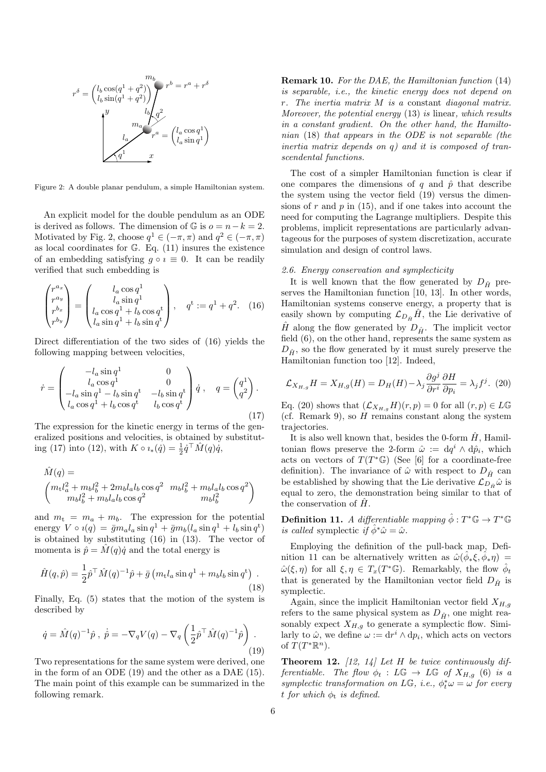Figure 2: A double planar pendulum, a simple Hamiltonian system.

An explicit model for the double pendulum as an ODE is derived as follows. The dimension of $\mathbb{G}$ is $o = n - k = 2$. Motivated by Fig. 2, choose $q^1 \in (-\pi, \pi)$ and $q^2 \in (-\pi, \pi)$ as local coordinates for $\mathbb{G}$. Eq. (11) insures the existence of an embedding satisfying $g \circ \imath \equiv 0$. It can be readily verified that such embedding is

$$\begin{pmatrix} r^{a_x} \\ r^{a_y} \\ r^{b_x} \\ r^{b_y} \end{pmatrix} = \begin{pmatrix} l_a \cos q^1 \\ l_a \sin q^1 \\ l_a \cos q^1 + l_b \cos q^{\mathrm{t}} \\ l_a \sin q^1 + l_b \sin q^{\mathrm{t}} \end{pmatrix}, \quad q^{\mathrm{t}} := q^1 + q^2. \quad (16)$$

Direct differentiation of the two sides of (16) yields the following mapping between velocities,

$$\dot{r} = \begin{pmatrix} -l_a \sin q^1 & 0 \\ l_a \cos q^1 & 0 \\ -l_a \sin q^1 - l_b \sin q^{\mathrm{t}} & -l_b \sin q^{\mathrm{t}} \\ l_a \cos q^1 + l_b \cos q^{\mathrm{t}} & l_b \cos q^{\mathrm{t}} \end{pmatrix} \dot{q}\,, \quad q = \begin{pmatrix} q^1 \\ q^2 \end{pmatrix}. \quad (17)$$

The expression for the kinetic energy in terms of the generalized positions and velocities, is obtained by substituting (17) into (12), with $K \circ \imath_*(\dot{q}) = \frac{1}{2}\dot{q}^\top \hat{M}(q)\dot{q}$,

$$\hat{M}(q) = \begin{pmatrix} m_{\mathrm{t}} l_a^2 + m_b l_b^2 + 2 m_b l_a l_b \cos q^2 & m_b l_b^2 + m_b l_a l_b \cos q^2 \\ m_b l_b^2 + m_b l_a l_b \cos q^2 & m_b l_b^2 \end{pmatrix}$$

and $m_{\mathrm{t}} = m_a + m_b$. The expression for the potential energy $V \circ \imath(q) = \bar{g} m_a l_a \sin q^1 + \bar{g} m_b (l_a \sin q^1 + l_b \sin q^{\mathrm{t}})$ is obtained by substituting (16) in (13). The vector of momenta is $\hat{p} = \hat{M}(q)\dot{q}$ and the total energy is

$$\hat{H}(q, \hat{p}) = \frac{1}{2}\hat{p}^\top \hat{M}(q)^{-1}\hat{p} + \bar{g}\left(m_{\mathrm{t}} l_a \sin q^1 + m_b l_b \sin q^{\mathrm{t}}\right). \quad (18)$$

Finally, Eq. (5) states that the motion of the system is described by

$$\dot{q} = \hat{M}(q)^{-1}\hat{p}\,,\ \dot{\hat{p}} = -\nabla_q V(q) - \nabla_q \left(\frac{1}{2}\hat{p}^\top \hat{M}(q)^{-1}\hat{p}\right). \quad (19)$$

Two representations for the same system were derived, one in the form of an ODE (19) and the other as a DAE (15). The main point of this example can be summarized in the following remark.

**Remark 10.** *For the DAE, the Hamiltonian function* (14) *is separable, i.e., the kinetic energy does not depend on* $r$*. The inertia matrix* $M$ *is a* constant *diagonal matrix. Moreover, the potential energy* (13) *is* linear*, which results in a constant gradient. On the other hand, the Hamiltonian* (18) *that appears in the ODE is not separable (the inertia matrix depends on* $q$*) and it is composed of transcendental functions.*

The cost of a simpler Hamiltonian function is clear if one compares the dimensions of $q$ and $\hat{p}$ that describe the system using the vector field (19) versus the dimensions of $r$ and $p$ in (15), and if one takes into account the need for computing the Lagrange multipliers. Despite this problems, implicit representations are particularly advantageous for the purposes of system discretization, accurate simulation and design of control laws.

### 2.6. Energy conservation and symplecticity

It is well known that the flow generated by $D_{\hat{H}}$ preserves the Hamiltonian function [10, 13]. In other words, Hamiltonian systems conserve energy, a property that is easily shown by computing $\mathcal{L}_{D_{\hat{H}}}\hat{H}$, the Lie derivative of $\hat{H}$ along the flow generated by $D_{\hat{H}}$. The implicit vector field (6), on the other hand, represents the same system as $D_{\hat{H}}$, so the flow generated by it must surely preserve the Hamiltonian function too [12]. Indeed,

$$\mathcal{L}_{X_{H,g}} H = X_{H,g}(H) = D_H(H) - \lambda_j \frac{\partial g^j}{\partial r^i}\frac{\partial H}{\partial p_i} = \lambda_j f^j. \quad (20)$$

Eq. (20) shows that $(\mathcal{L}_{X_{H,g}} H)(r, p) = 0$ for all $(r, p) \in L\mathbb{G}$ (cf. Remark 9), so $H$ remains constant along the system trajectories.

It is also well known that, besides the 0-form $\hat{H}$, Hamiltonian flows preserve the 2-form $\hat{\omega} := \mathrm{d}q^i \wedge \mathrm{d}\hat{p}_i$, which acts on vectors of $T(T^*\mathbb{G})$ (See [6] for a coordinate-free definition). The invariance of $\hat{\omega}$ with respect to $D_{\hat{H}}$ can be established by showing that the Lie derivative $\mathcal{L}_{D_{\hat{H}}}\hat{\omega}$ is equal to zero, the demonstration being similar to that of the conservation of $\hat{H}$.

**Definition 11.** *A differentiable mapping* $\hat{\phi} : T^*\mathbb{G} \to T^*\mathbb{G}$ *is called* symplectic *if* $\hat{\phi}^*\hat{\omega} = \hat{\omega}$.

Employing the definition of the pull-back map, Definition 11 can be alternatively written as $\hat{\omega}(\hat{\phi}_*\xi, \hat{\phi}_*\eta) = \hat{\omega}(\xi, \eta)$ for all $\xi, \eta \in T_x(T^*\mathbb{G})$. Remarkably, the flow $\hat{\phi}_t$ that is generated by the Hamiltonian vector field $D_{\hat{H}}$ is symplectic.

Again, since the implicit Hamiltonian vector field $X_{H,g}$ refers to the same physical system as $D_{\hat{H}}$, one might reasonably expect $X_{H,g}$ to generate a symplectic flow. Similarly to $\hat{\omega}$, we define $\omega := \mathrm{d}r^i \wedge \mathrm{d}p_i$, which acts on vectors of $T(T^*\mathbb{R}^n)$.

**Theorem 12.** *[12, 14] Let* $H$ *be twice continuously differentiable. The flow* $\phi_t : L\mathbb{G} \to L\mathbb{G}$ *of* $X_{H,g}$ (6) *is a symplectic transformation on* $L\mathbb{G}$*, i.e.,* $\phi_t^*\omega = \omega$ *for every* $t$ *for which* $\phi_{\mathrm{t}}$ *is defined.*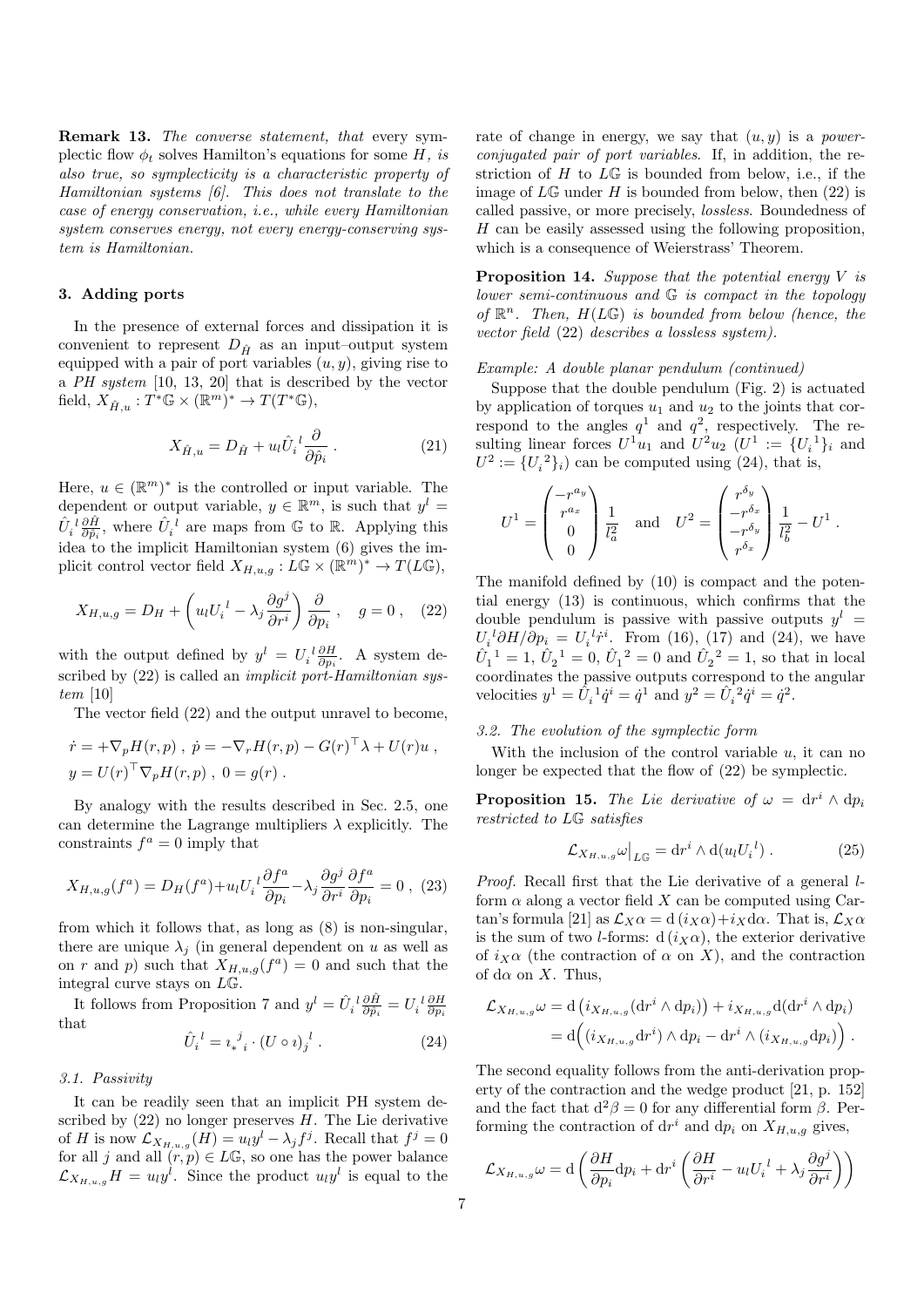**Remark 13.** *The converse statement, that* every *symplectic flow $\phi_t$ solves Hamilton's equations for some $H$, is also true, so symplecticity is a characteristic property of Hamiltonian systems [6]. This does not translate to the case of energy conservation, i.e., while every Hamiltonian system conserves energy, not every energy-conserving system is Hamiltonian.*

## 3. Adding ports

In the presence of external forces and dissipation it is convenient to represent $D_{\hat{H}}$ as an input–output system equipped with a pair of port variables $(u, y)$, giving rise to a *PH system* [10, 13, 20] that is described by the vector field, $X_{\hat{H},u} : T^*\mathbb{G} \times (\mathbb{R}^m)^* \to T(T^*\mathbb{G})$,

$$X_{\hat{H},u} = D_{\hat{H}} + u_l \hat{U}_i{}^l \frac{\partial}{\partial \hat{p}_i} \, . \tag{21}$$

Here, $u \in (\mathbb{R}^m)^*$ is the controlled or input variable. The dependent or output variable, $y \in \mathbb{R}^m$, is such that $y^l = \hat{U}_i{}^l \frac{\partial \hat{H}}{\partial \hat{p}_i}$, where $\hat{U}_i{}^l$ are maps from $\mathbb{G}$ to $\mathbb{R}$. Applying this idea to the implicit Hamiltonian system (6) gives the implicit control vector field $X_{H,u,g} : L\mathbb{G} \times (\mathbb{R}^m)^* \to T(L\mathbb{G})$,

$$X_{H,u,g} = D_H + \left( u_l U_i{}^l - \lambda_j \frac{\partial g^j}{\partial r^i} \right) \frac{\partial}{\partial p_i} \, , \quad g = 0 \, , \tag{22}$$

with the output defined by $y^l = U_i{}^l \frac{\partial H}{\partial p_i}$. A system described by (22) is called an *implicit port-Hamiltonian system* [10]

The vector field (22) and the output unravel to become,

$$\dot{r} = +\nabla_p H(r,p) \, , \; \dot{p} = -\nabla_r H(r,p) - G(r)^\top \lambda + U(r) u \, ,$$
$$y = U(r)^\top \nabla_p H(r,p) \, , \; 0 = g(r) \, .$$

By analogy with the results described in Sec. 2.5, one can determine the Lagrange multipliers $\lambda$ explicitly. The constraints $f^a = 0$ imply that

$$X_{H,u,g}(f^a) = D_H(f^a) + u_l U_i{}^l \frac{\partial f^a}{\partial p_i} - \lambda_j \frac{\partial g^j}{\partial r^i} \frac{\partial f^a}{\partial p_i} = 0 \, , \tag{23}$$

from which it follows that, as long as (8) is non-singular, there are unique $\lambda_j$ (in general dependent on $u$ as well as on $r$ and $p$) such that $X_{H,u,g}(f^a) = 0$ and such that the integral curve stays on $L\mathbb{G}$.

It follows from Proposition 7 and $y^l = \hat{U}_i{}^l \frac{\partial \hat{H}}{\partial \hat{p}_i} = U_i{}^l \frac{\partial H}{\partial p_i}$ that

$$\hat{U}_i{}^l = \imath_*{}^j{}_i \cdot (U \circ \imath)_j{}^l \, . \tag{24}$$

### 3.1. Passivity

It can be readily seen that an implicit PH system described by (22) no longer preserves $H$. The Lie derivative of $H$ is now $\mathcal{L}_{X_{H,u,g}}(H) = u_l y^l - \lambda_j f^j$. Recall that $f^j = 0$ for all $j$ and all $(r,p) \in L\mathbb{G}$, so one has the power balance $\mathcal{L}_{X_{H,u,g}} H = u_l y^l$. Since the product $u_l y^l$ is equal to the rate of change in energy, we say that $(u, y)$ is a *power-conjugated pair of port variables*. If, in addition, the restriction of $H$ to $L\mathbb{G}$ is bounded from below, i.e., if the image of $L\mathbb{G}$ under $H$ is bounded from below, then (22) is called passive, or more precisely, *lossless*. Boundedness of $H$ can be easily assessed using the following proposition, which is a consequence of Weierstrass' Theorem.

**Proposition 14.** *Suppose that the potential energy $V$ is lower semi-continuous and $\mathbb{G}$ is compact in the topology of $\mathbb{R}^n$. Then, $H(L\mathbb{G})$ is bounded from below (hence, the vector field (22) describes a lossless system).*

*Example: A double planar pendulum (continued)*

Suppose that the double pendulum (Fig. 2) is actuated by application of torques $u_1$ and $u_2$ to the joints that correspond to the angles $q^1$ and $q^2$, respectively. The resulting linear forces $U^1 u_1$ and $U^2 u_2$ ($U^1 := \{U_i{}^1\}_i$ and $U^2 := \{U_i{}^2\}_i$) can be computed using (24), that is,

$$U^1 = \begin{pmatrix} -r^{a_y} \\ r^{a_x} \\ 0 \\ 0 \end{pmatrix} \frac{1}{l_a^2} \quad \text{and} \quad U^2 = \begin{pmatrix} r^{\delta_y} \\ -r^{\delta_x} \\ -r^{\delta_y} \\ r^{\delta_x} \end{pmatrix} \frac{1}{l_b^2} - U^1 \, .$$

The manifold defined by (10) is compact and the potential energy (13) is continuous, which confirms that the double pendulum is passive with passive outputs $y^l = U_i{}^l \partial H / \partial p_i = U_i{}^l \dot{r}^i$. From (16), (17) and (24), we have $\hat{U}_1{}^1 = 1$, $\hat{U}_2{}^1 = 0$, $\hat{U}_1{}^2 = 0$ and $\hat{U}_2{}^2 = 1$, so that in local coordinates the passive outputs correspond to the angular velocities $y^1 = \hat{U}_i{}^1 \dot{q}^i = \dot{q}^1$ and $y^2 = \hat{U}_i{}^2 \dot{q}^i = \dot{q}^2$.

### 3.2. The evolution of the symplectic form

With the inclusion of the control variable $u$, it can no longer be expected that the flow of (22) be symplectic.

**Proposition 15.** *The Lie derivative of $\omega = \mathrm{d}r^i \wedge \mathrm{d}p_i$ restricted to $L\mathbb{G}$ satisfies*

$$\mathcal{L}_{X_{H,u,g}} \omega \big|_{L\mathbb{G}} = \mathrm{d}r^i \wedge \mathrm{d}(u_l U_i{}^l) \, . \tag{25}$$

*Proof.* Recall first that the Lie derivative of a general $l$-form $\alpha$ along a vector field $X$ can be computed using Cartan's formula [21] as $\mathcal{L}_X \alpha = \mathrm{d}\,(i_X \alpha) + i_X \mathrm{d}\alpha$. That is, $\mathcal{L}_X \alpha$ is the sum of two $l$-forms: $\mathrm{d}\,(i_X \alpha)$, the exterior derivative of $i_X \alpha$ (the contraction of $\alpha$ on $X$), and the contraction of $\mathrm{d}\alpha$ on $X$. Thus,

$$\begin{aligned} \mathcal{L}_{X_{H,u,g}} \omega &= \mathrm{d}\left( i_{X_{H,u,g}} (\mathrm{d}r^i \wedge \mathrm{d}p_i) \right) + i_{X_{H,u,g}} \mathrm{d}(\mathrm{d}r^i \wedge \mathrm{d}p_i) \\ &= \mathrm{d}\Big( (i_{X_{H,u,g}} \mathrm{d}r^i) \wedge \mathrm{d}p_i - \mathrm{d}r^i \wedge (i_{X_{H,u,g}} \mathrm{d}p_i) \Big) \, . \end{aligned}$$

The second equality follows from the anti-derivation property of the contraction and the wedge product [21, p. 152] and the fact that $\mathrm{d}^2 \beta = 0$ for any differential form $\beta$. Performing the contraction of $\mathrm{d}r^i$ and $\mathrm{d}p_i$ on $X_{H,u,g}$ gives,

$$\mathcal{L}_{X_{H,u,g}} \omega = \mathrm{d}\left( \frac{\partial H}{\partial p_i} \mathrm{d}p_i + \mathrm{d}r^i \left( \frac{\partial H}{\partial r^i} - u_l U_i{}^l + \lambda_j \frac{\partial g^j}{\partial r^i} \right) \right)$$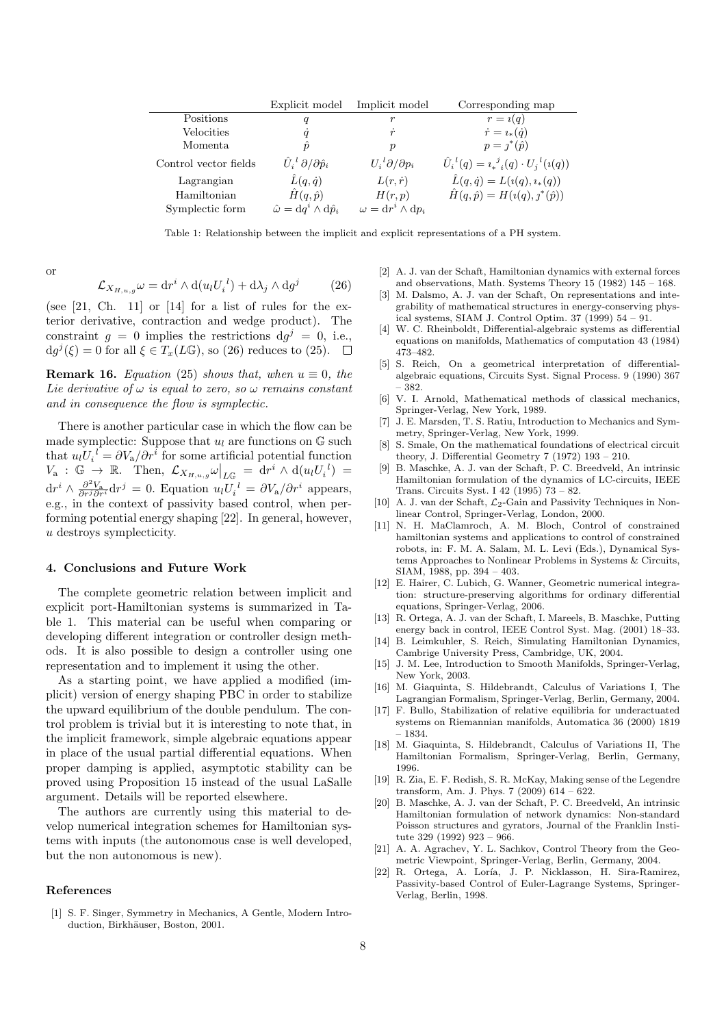| | Explicit model | Implicit model | Corresponding map |
|---|---|---|---|
| Positions | $q$ | $r$ | $r = \imath(q)$ |
| Velocities | $\dot{q}$ | $\dot{r}$ | $\dot{r} = \imath_*(\dot{q})$ |
| Momenta | $\hat{p}$ | $p$ | $p = \jmath^*(\hat{p})$ |
| Control vector fields | $\hat{U}_i{}^l\, \partial/\partial \hat{p}_i$ | $U_i{}^l \partial/\partial p_i$ | $\hat{U}_i{}^l(q) = \imath_*{}^j{}_i(q) \cdot U_j{}^l(\imath(q))$ |
| Lagrangian | $\hat{L}(q, \dot{q})$ | $L(r, \dot{r})$ | $\hat{L}(q, \dot{q}) = L(\imath(q), \imath_*(q))$ |
| Hamiltonian | $\hat{H}(q, \hat{p})$ | $H(r, p)$ | $\hat{H}(q, \hat{p}) = H(\imath(q), \jmath^*(\hat{p}))$ |
| Symplectic form | $\hat{\omega} = \mathrm{d}q^i \wedge \mathrm{d}\hat{p}_i$ | $\omega = \mathrm{d}r^i \wedge \mathrm{d}p_i$ | |

Table 1: Relationship between the implicit and explicit representations of a PH system.

or

$$\mathcal{L}_{X_{H,u,g}}\omega = \mathrm{d}r^i \wedge \mathrm{d}(u_l U_i{}^l) + \mathrm{d}\lambda_j \wedge \mathrm{d}g^j \qquad (26)$$

(see [21, Ch. 11] or [14] for a list of rules for the exterior derivative, contraction and wedge product). The constraint $g = 0$ implies the restrictions $\mathrm{d}g^j = 0$, i.e., $\mathrm{d}g^j(\xi) = 0$ for all $\xi \in T_x(L\mathbb{G})$, so (26) reduces to (25). □

**Remark 16.** *Equation* (25) *shows that, when $u \equiv 0$, the Lie derivative of $\omega$ is equal to zero, so $\omega$ remains constant and in consequence the flow is symplectic.*

There is another particular case in which the flow can be made symplectic: Suppose that $u_l$ are functions on $\mathbb{G}$ such that $u_l U_i{}^l = \partial V_\mathrm{a}/\partial r^i$ for some artificial potential function $V_\mathrm{a} : \mathbb{G} \to \mathbb{R}$. Then, $\mathcal{L}_{X_{H,u,g}}\omega\big|_{L\mathbb{G}} = \mathrm{d}r^i \wedge \mathrm{d}(u_l U_i{}^l) = \mathrm{d}r^i \wedge \frac{\partial^2 V_\mathrm{a}}{\partial r^j \partial r^i}\mathrm{d}r^j = 0$. Equation $u_l U_i{}^l = \partial V_\mathrm{a}/\partial r^i$ appears, e.g., in the context of passivity based control, when performing potential energy shaping [22]. In general, however, $u$ destroys symplecticity.

## 4. Conclusions and Future Work

The complete geometric relation between implicit and explicit port-Hamiltonian systems is summarized in Table 1. This material can be useful when comparing or developing different integration or controller design methods. It is also possible to design a controller using one representation and to implement it using the other.

As a starting point, we have applied a modified (implicit) version of energy shaping PBC in order to stabilize the upward equilibrium of the double pendulum. The control problem is trivial but it is interesting to note that, in the implicit framework, simple algebraic equations appear in place of the usual partial differential equations. When proper damping is applied, asymptotic stability can be proved using Proposition 15 instead of the usual LaSalle argument. Details will be reported elsewhere.

The authors are currently using this material to develop numerical integration schemes for Hamiltonian systems with inputs (the autonomous case is well developed, but the non autonomous is new).

## References

[1] S. F. Singer, Symmetry in Mechanics, A Gentle, Modern Introduction, Birkhäuser, Boston, 2001.

[2] A. J. van der Schaft, Hamiltonian dynamics with external forces and observations, Math. Systems Theory 15 (1982) 145 – 168.

[3] M. Dalsmo, A. J. van der Schaft, On representations and integrability of mathematical structures in energy-conserving physical systems, SIAM J. Control Optim. 37 (1999) 54 – 91.

[4] W. C. Rheinboldt, Differential-algebraic systems as differential equations on manifolds, Mathematics of computation 43 (1984) 473–482.

[5] S. Reich, On a geometrical interpretation of differential-algebraic equations, Circuits Syst. Signal Process. 9 (1990) 367 – 382.

[6] V. I. Arnold, Mathematical methods of classical mechanics, Springer-Verlag, New York, 1989.

[7] J. E. Marsden, T. S. Ratiu, Introduction to Mechanics and Symmetry, Springer-Verlag, New York, 1999.

[8] S. Smale, On the mathematical foundations of electrical circuit theory, J. Differential Geometry 7 (1972) 193 – 210.

[9] B. Maschke, A. J. van der Schaft, P. C. Breedveld, An intrinsic Hamiltonian formulation of the dynamics of LC-circuits, IEEE Trans. Circuits Syst. I 42 (1995) 73 – 82.

[10] A. J. van der Schaft, $\mathcal{L}_2$-Gain and Passivity Techniques in Nonlinear Control, Springer-Verlag, London, 2000.

[11] N. H. MaClamroch, A. M. Bloch, Control of constrained hamiltonian systems and applications to control of constrained robots, in: F. M. A. Salam, M. L. Levi (Eds.), Dynamical Systems Approaches to Nonlinear Problems in Systems & Circuits, SIAM, 1988, pp. 394 – 403.

[12] E. Hairer, C. Lubich, G. Wanner, Geometric numerical integration: structure-preserving algorithms for ordinary differential equations, Springer-Verlag, 2006.

[13] R. Ortega, A. J. van der Schaft, I. Mareels, B. Maschke, Putting energy back in control, IEEE Control Syst. Mag. (2001) 18–33.

[14] B. Leimkuhler, S. Reich, Simulating Hamiltonian Dynamics, Cambrige University Press, Cambridge, UK, 2004.

[15] J. M. Lee, Introduction to Smooth Manifolds, Springer-Verlag, New York, 2003.

[16] M. Giaquinta, S. Hildebrandt, Calculus of Variations I, The Lagrangian Formalism, Springer-Verlag, Berlin, Germany, 2004.

[17] F. Bullo, Stabilization of relative equilibria for underactuated systems on Riemannian manifolds, Automatica 36 (2000) 1819 – 1834.

[18] M. Giaquinta, S. Hildebrandt, Calculus of Variations II, The Hamiltonian Formalism, Springer-Verlag, Berlin, Germany, 1996.

[19] R. Zia, E. F. Redish, S. R. McKay, Making sense of the Legendre transform, Am. J. Phys. 7 (2009) 614 – 622.

[20] B. Maschke, A. J. van der Schaft, P. C. Breedveld, An intrinsic Hamiltonian formulation of network dynamics: Non-standard Poisson structures and gyrators, Journal of the Franklin Institute 329 (1992) 923 – 966.

[21] A. A. Agrachev, Y. L. Sachkov, Control Theory from the Geometric Viewpoint, Springer-Verlag, Berlin, Germany, 2004.

[22] R. Ortega, A. Loría, J. P. Nicklasson, H. Sira-Ramirez, Passivity-based Control of Euler-Lagrange Systems, Springer-Verlag, Berlin, 1998.